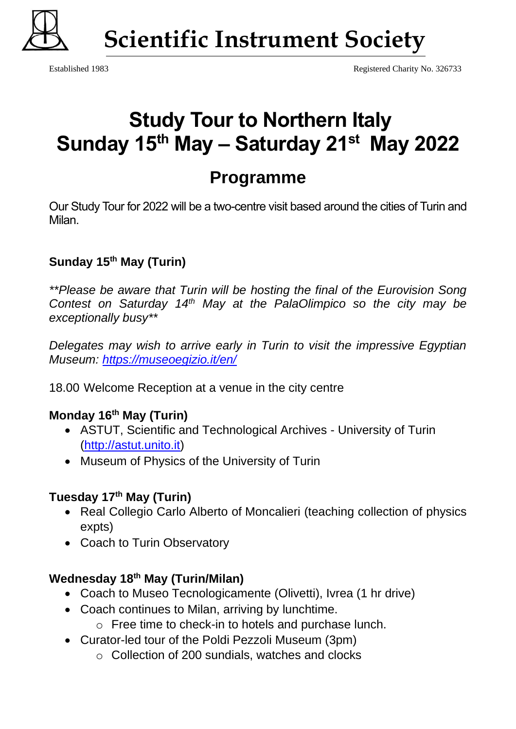# Scientific Instrument Society

Established 1983 Registered Charity No. 326733

# Study Tour to Northern Italy
# Sunday 15th May – Saturday 21st May 2022

## Programme

Our Study Tour for 2022 will be a two-centre visit based around the cities of Turin and Milan.

### Sunday 15th May (Turin)

***Please be aware that Turin will be hosting the final of the Eurovision Song Contest on Saturday 14th May at the PalaOlimpico so the city may be exceptionally busy***

*Delegates may wish to arrive early in Turin to visit the impressive Egyptian Museum: [https://museoegizio.it/en/](https://museoegizio.it/en/)*

18.00 Welcome Reception at a venue in the city centre

### Monday 16th May (Turin)

- ASTUT, Scientific and Technological Archives - University of Turin ([http://astut.unito.it](http://astut.unito.it))
- Museum of Physics of the University of Turin

### Tuesday 17th May (Turin)

- Real Collegio Carlo Alberto of Moncalieri (teaching collection of physics expts)
- Coach to Turin Observatory

### Wednesday 18th May (Turin/Milan)

- Coach to Museo Tecnologicamente (Olivetti), Ivrea (1 hr drive)
- Coach continues to Milan, arriving by lunchtime.
  - Free time to check-in to hotels and purchase lunch.
- Curator-led tour of the Poldi Pezzoli Museum (3pm)
  - Collection of 200 sundials, watches and clocks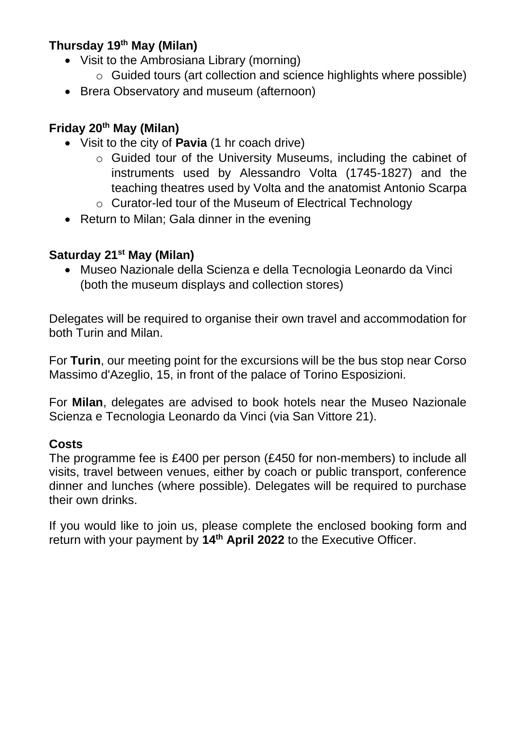**Thursday 19th May (Milan)**

- Visit to the Ambrosiana Library (morning)
  - Guided tours (art collection and science highlights where possible)
- Brera Observatory and museum (afternoon)

**Friday 20th May (Milan)**

- Visit to the city of **Pavia** (1 hr coach drive)
  - Guided tour of the University Museums, including the cabinet of instruments used by Alessandro Volta (1745-1827) and the teaching theatres used by Volta and the anatomist Antonio Scarpa
  - Curator-led tour of the Museum of Electrical Technology
- Return to Milan; Gala dinner in the evening

**Saturday 21st May (Milan)**

- Museo Nazionale della Scienza e della Tecnologia Leonardo da Vinci (both the museum displays and collection stores)

Delegates will be required to organise their own travel and accommodation for both Turin and Milan.

For **Turin**, our meeting point for the excursions will be the bus stop near Corso Massimo d'Azeglio, 15, in front of the palace of Torino Esposizioni.

For **Milan**, delegates are advised to book hotels near the Museo Nazionale Scienza e Tecnologia Leonardo da Vinci (via San Vittore 21).

**Costs**

The programme fee is £400 per person (£450 for non-members) to include all visits, travel between venues, either by coach or public transport, conference dinner and lunches (where possible). Delegates will be required to purchase their own drinks.

If you would like to join us, please complete the enclosed booking form and return with your payment by **14th April 2022** to the Executive Officer.